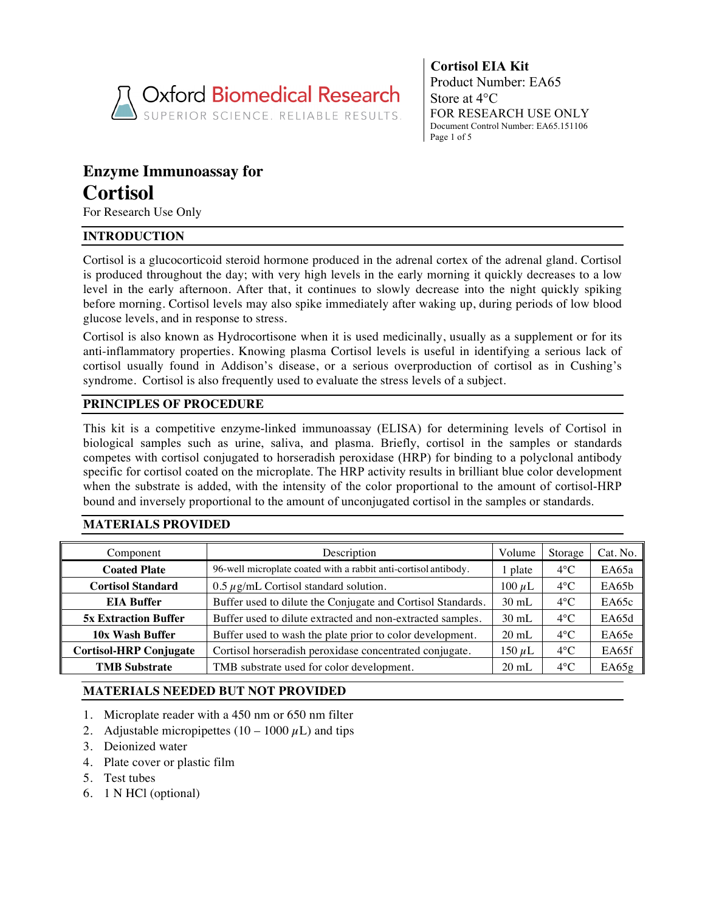Oxford Biomedical Research
SUPERIOR SCIENCE. RELIABLE RESULTS.

**Cortisol EIA Kit**
Product Number: EA65
Store at 4°C
FOR RESEARCH USE ONLY
Document Control Number: EA65.151106

# Enzyme Immunoassay for
# Cortisol

For Research Use Only

## INTRODUCTION

Cortisol is a glucocorticoid steroid hormone produced in the adrenal cortex of the adrenal gland. Cortisol is produced throughout the day; with very high levels in the early morning it quickly decreases to a low level in the early afternoon. After that, it continues to slowly decrease into the night quickly spiking before morning. Cortisol levels may also spike immediately after waking up, during periods of low blood glucose levels, and in response to stress.

Cortisol is also known as Hydrocortisone when it is used medicinally, usually as a supplement or for its anti-inflammatory properties. Knowing plasma Cortisol levels is useful in identifying a serious lack of cortisol usually found in Addison's disease, or a serious overproduction of cortisol as in Cushing's syndrome. Cortisol is also frequently used to evaluate the stress levels of a subject.

## PRINCIPLES OF PROCEDURE

This kit is a competitive enzyme-linked immunoassay (ELISA) for determining levels of Cortisol in biological samples such as urine, saliva, and plasma. Briefly, cortisol in the samples or standards competes with cortisol conjugated to horseradish peroxidase (HRP) for binding to a polyclonal antibody specific for cortisol coated on the microplate. The HRP activity results in brilliant blue color development when the substrate is added, with the intensity of the color proportional to the amount of cortisol-HRP bound and inversely proportional to the amount of unconjugated cortisol in the samples or standards.

## MATERIALS PROVIDED

| Component | Description | Volume | Storage | Cat. No. |
|---|---|---|---|---|
| **Coated Plate** | 96-well microplate coated with a rabbit anti-cortisol antibody. | 1 plate | 4°C | EA65a |
| **Cortisol Standard** | 0.5 μg/mL Cortisol standard solution. | 100 μL | 4°C | EA65b |
| **EIA Buffer** | Buffer used to dilute the Conjugate and Cortisol Standards. | 30 mL | 4°C | EA65c |
| **5x Extraction Buffer** | Buffer used to dilute extracted and non-extracted samples. | 30 mL | 4°C | EA65d |
| **10x Wash Buffer** | Buffer used to wash the plate prior to color development. | 20 mL | 4°C | EA65e |
| **Cortisol-HRP Conjugate** | Cortisol horseradish peroxidase concentrated conjugate. | 150 μL | 4°C | EA65f |
| **TMB Substrate** | TMB substrate used for color development. | 20 mL | 4°C | EA65g |

## MATERIALS NEEDED BUT NOT PROVIDED

1. Microplate reader with a 450 nm or 650 nm filter
2. Adjustable micropipettes (10 – 1000 μL) and tips
3. Deionized water
4. Plate cover or plastic film
5. Test tubes
6. 1 N HCl (optional)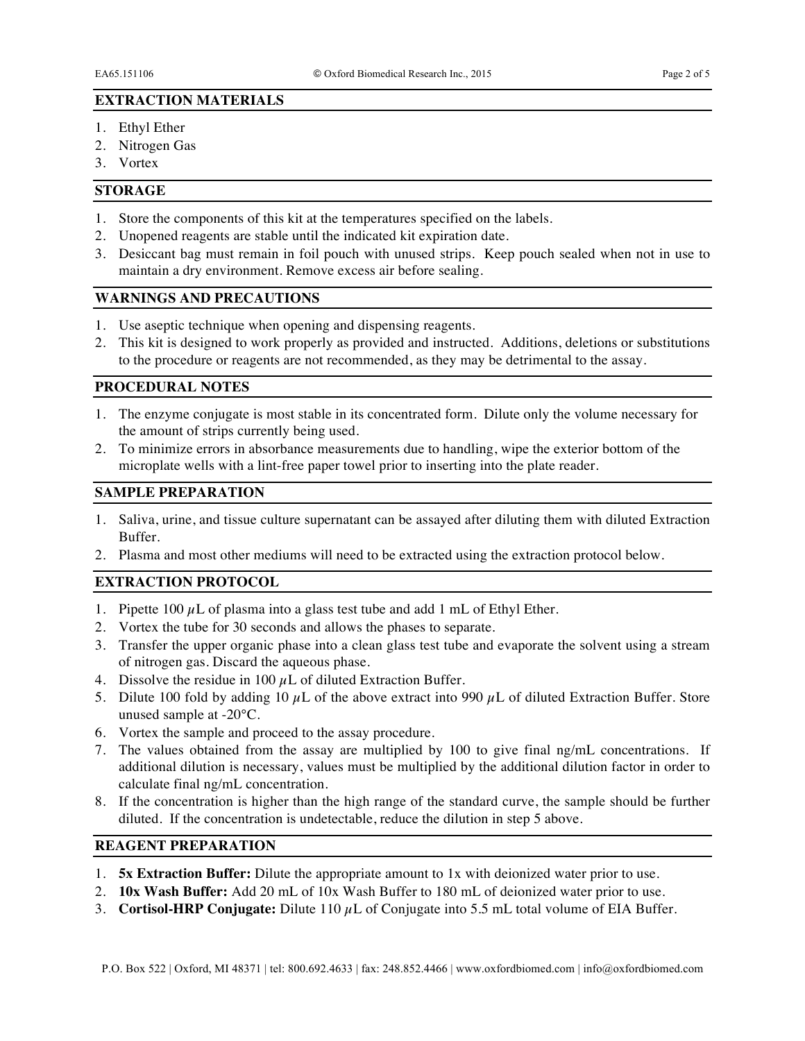## EXTRACTION MATERIALS

1. Ethyl Ether
2. Nitrogen Gas
3. Vortex

## STORAGE

1. Store the components of this kit at the temperatures specified on the labels.
2. Unopened reagents are stable until the indicated kit expiration date.
3. Desiccant bag must remain in foil pouch with unused strips. Keep pouch sealed when not in use to maintain a dry environment. Remove excess air before sealing.

## WARNINGS AND PRECAUTIONS

1. Use aseptic technique when opening and dispensing reagents.
2. This kit is designed to work properly as provided and instructed. Additions, deletions or substitutions to the procedure or reagents are not recommended, as they may be detrimental to the assay.

## PROCEDURAL NOTES

1. The enzyme conjugate is most stable in its concentrated form. Dilute only the volume necessary for the amount of strips currently being used.
2. To minimize errors in absorbance measurements due to handling, wipe the exterior bottom of the microplate wells with a lint-free paper towel prior to inserting into the plate reader.

## SAMPLE PREPARATION

1. Saliva, urine, and tissue culture supernatant can be assayed after diluting them with diluted Extraction Buffer.
2. Plasma and most other mediums will need to be extracted using the extraction protocol below.

## EXTRACTION PROTOCOL

1. Pipette 100 $\mu$L of plasma into a glass test tube and add 1 mL of Ethyl Ether.
2. Vortex the tube for 30 seconds and allows the phases to separate.
3. Transfer the upper organic phase into a clean glass test tube and evaporate the solvent using a stream of nitrogen gas. Discard the aqueous phase.
4. Dissolve the residue in 100 $\mu$L of diluted Extraction Buffer.
5. Dilute 100 fold by adding 10 $\mu$L of the above extract into 990 $\mu$L of diluted Extraction Buffer. Store unused sample at -20°C.
6. Vortex the sample and proceed to the assay procedure.
7. The values obtained from the assay are multiplied by 100 to give final ng/mL concentrations. If additional dilution is necessary, values must be multiplied by the additional dilution factor in order to calculate final ng/mL concentration.
8. If the concentration is higher than the high range of the standard curve, the sample should be further diluted. If the concentration is undetectable, reduce the dilution in step 5 above.

## REAGENT PREPARATION

1. **5x Extraction Buffer:** Dilute the appropriate amount to 1x with deionized water prior to use.
2. **10x Wash Buffer:** Add 20 mL of 10x Wash Buffer to 180 mL of deionized water prior to use.
3. **Cortisol-HRP Conjugate:** Dilute 110 $\mu$L of Conjugate into 5.5 mL total volume of EIA Buffer.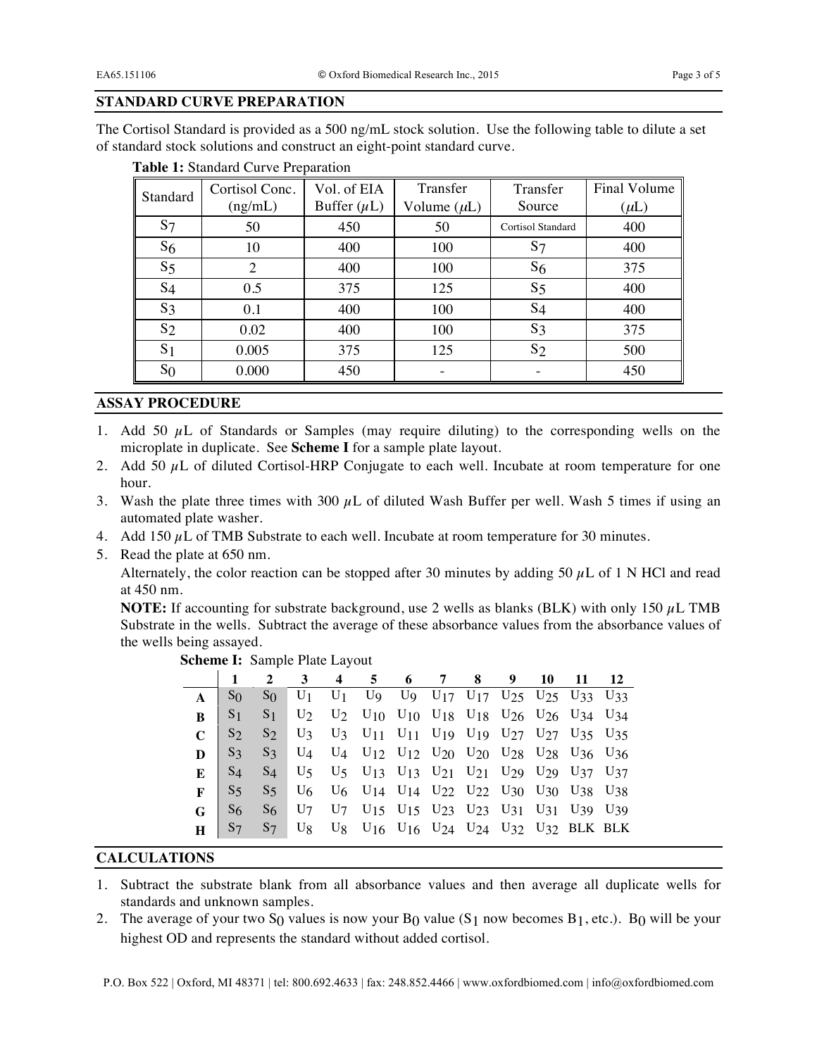## STANDARD CURVE PREPARATION

The Cortisol Standard is provided as a 500 ng/mL stock solution. Use the following table to dilute a set of standard stock solutions and construct an eight-point standard curve.

**Table 1:** Standard Curve Preparation

| Standard | Cortisol Conc. (ng/mL) | Vol. of EIA Buffer ($\mu$L) | Transfer Volume ($\mu$L) | Transfer Source | Final Volume ($\mu$L) |
|---|---|---|---|---|---|
| $S_7$ | 50 | 450 | 50 | Cortisol Standard | 400 |
| $S_6$ | 10 | 400 | 100 | $S_7$ | 400 |
| $S_5$ | 2 | 400 | 100 | $S_6$ | 375 |
| $S_4$ | 0.5 | 375 | 125 | $S_5$ | 400 |
| $S_3$ | 0.1 | 400 | 100 | $S_4$ | 400 |
| $S_2$ | 0.02 | 400 | 100 | $S_3$ | 375 |
| $S_1$ | 0.005 | 375 | 125 | $S_2$ | 500 |
| $S_0$ | 0.000 | 450 | - | - | 450 |

## ASSAY PROCEDURE

1. Add 50 $\mu$L of Standards or Samples (may require diluting) to the corresponding wells on the microplate in duplicate. See **Scheme I** for a sample plate layout.
2. Add 50 $\mu$L of diluted Cortisol-HRP Conjugate to each well. Incubate at room temperature for one hour.
3. Wash the plate three times with 300 $\mu$L of diluted Wash Buffer per well. Wash 5 times if using an automated plate washer.
4. Add 150 $\mu$L of TMB Substrate to each well. Incubate at room temperature for 30 minutes.
5. Read the plate at 650 nm.
   Alternately, the color reaction can be stopped after 30 minutes by adding 50 $\mu$L of 1 N HCl and read at 450 nm.
   **NOTE:** If accounting for substrate background, use 2 wells as blanks (BLK) with only 150 $\mu$L TMB Substrate in the wells. Subtract the average of these absorbance values from the absorbance values of the wells being assayed.

**Scheme I:** Sample Plate Layout

| | 1 | 2 | 3 | 4 | 5 | 6 | 7 | 8 | 9 | 10 | 11 | 12 |
|---|---|---|---|---|---|---|---|---|---|---|---|---|
| **A** | $S_0$ | $S_0$ | $U_1$ | $U_1$ | $U_9$ | $U_9$ | $U_{17}$ | $U_{17}$ | $U_{25}$ | $U_{25}$ | $U_{33}$ | $U_{33}$ |
| **B** | $S_1$ | $S_1$ | $U_2$ | $U_2$ | $U_{10}$ | $U_{10}$ | $U_{18}$ | $U_{18}$ | $U_{26}$ | $U_{26}$ | $U_{34}$ | $U_{34}$ |
| **C** | $S_2$ | $S_2$ | $U_3$ | $U_3$ | $U_{11}$ | $U_{11}$ | $U_{19}$ | $U_{19}$ | $U_{27}$ | $U_{27}$ | $U_{35}$ | $U_{35}$ |
| **D** | $S_3$ | $S_3$ | $U_4$ | $U_4$ | $U_{12}$ | $U_{12}$ | $U_{20}$ | $U_{20}$ | $U_{28}$ | $U_{28}$ | $U_{36}$ | $U_{36}$ |
| **E** | $S_4$ | $S_4$ | $U_5$ | $U_5$ | $U_{13}$ | $U_{13}$ | $U_{21}$ | $U_{21}$ | $U_{29}$ | $U_{29}$ | $U_{37}$ | $U_{37}$ |
| **F** | $S_5$ | $S_5$ | $U_6$ | $U_6$ | $U_{14}$ | $U_{14}$ | $U_{22}$ | $U_{22}$ | $U_{30}$ | $U_{30}$ | $U_{38}$ | $U_{38}$ |
| **G** | $S_6$ | $S_6$ | $U_7$ | $U_7$ | $U_{15}$ | $U_{15}$ | $U_{23}$ | $U_{23}$ | $U_{31}$ | $U_{31}$ | $U_{39}$ | $U_{39}$ |
| **H** | $S_7$ | $S_7$ | $U_8$ | $U_8$ | $U_{16}$ | $U_{16}$ | $U_{24}$ | $U_{24}$ | $U_{32}$ | $U_{32}$ | BLK | BLK |

## CALCULATIONS

1. Subtract the substrate blank from all absorbance values and then average all duplicate wells for standards and unknown samples.
2. The average of your two $S_0$ values is now your $B_0$ value ($S_1$ now becomes $B_1$, etc.). $B_0$ will be your highest OD and represents the standard without added cortisol.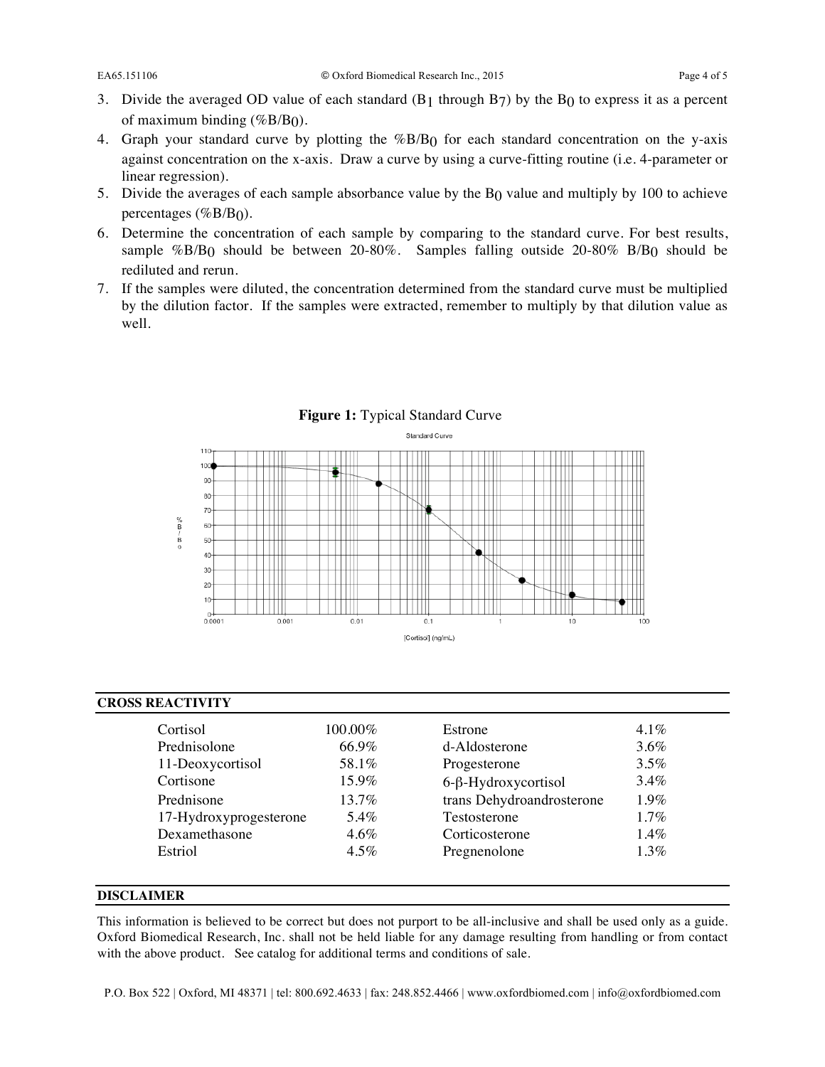3. Divide the averaged OD value of each standard ($B_1$ through $B_7$) by the $B_0$ to express it as a percent of maximum binding (%$B/B_0$).
4. Graph your standard curve by plotting the %$B/B_0$ for each standard concentration on the y-axis against concentration on the x-axis. Draw a curve by using a curve-fitting routine (i.e. 4-parameter or linear regression).
5. Divide the averages of each sample absorbance value by the $B_0$ value and multiply by 100 to achieve percentages (%$B/B_0$).
6. Determine the concentration of each sample by comparing to the standard curve. For best results, sample %$B/B_0$ should be between 20-80%. Samples falling outside 20-80% $B/B_0$ should be rediluted and rerun.
7. If the samples were diluted, the concentration determined from the standard curve must be multiplied by the dilution factor. If the samples were extracted, remember to multiply by that dilution value as well.

**Figure 1:** Typical Standard Curve

## CROSS REACTIVITY

| | | | |
|---|---|---|---|
| Cortisol | 100.00% | Estrone | 4.1% |
| Prednisolone | 66.9% | d-Aldosterone | 3.6% |
| 11-Deoxycortisol | 58.1% | Progesterone | 3.5% |
| Cortisone | 15.9% | 6-β-Hydroxycortisol | 3.4% |
| Prednisone | 13.7% | trans Dehydroandrosterone | 1.9% |
| 17-Hydroxyprogesterone | 5.4% | Testosterone | 1.7% |
| Dexamethasone | 4.6% | Corticosterone | 1.4% |
| Estriol | 4.5% | Pregnenolone | 1.3% |

## DISCLAIMER

This information is believed to be correct but does not purport to be all-inclusive and shall be used only as a guide. Oxford Biomedical Research, Inc. shall not be held liable for any damage resulting from handling or from contact with the above product. See catalog for additional terms and conditions of sale.

P.O. Box 522 | Oxford, MI 48371 | tel: 800.692.4633 | fax: 248.852.4466 | www.oxfordbiomed.com | info@oxfordbiomed.com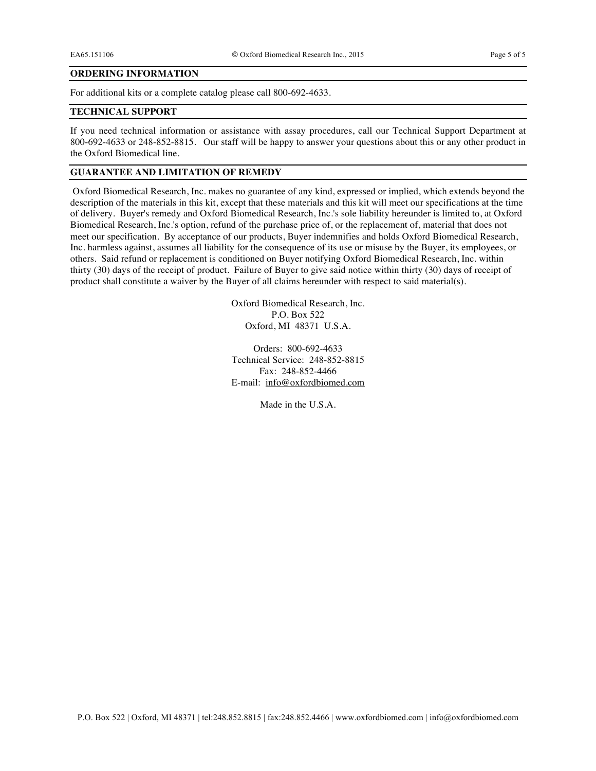## ORDERING INFORMATION

For additional kits or a complete catalog please call 800-692-4633.

## TECHNICAL SUPPORT

If you need technical information or assistance with assay procedures, call our Technical Support Department at 800-692-4633 or 248-852-8815. Our staff will be happy to answer your questions about this or any other product in the Oxford Biomedical line.

## GUARANTEE AND LIMITATION OF REMEDY

Oxford Biomedical Research, Inc. makes no guarantee of any kind, expressed or implied, which extends beyond the description of the materials in this kit, except that these materials and this kit will meet our specifications at the time of delivery. Buyer's remedy and Oxford Biomedical Research, Inc.'s sole liability hereunder is limited to, at Oxford Biomedical Research, Inc.'s option, refund of the purchase price of, or the replacement of, material that does not meet our specification. By acceptance of our products, Buyer indemnifies and holds Oxford Biomedical Research, Inc. harmless against, assumes all liability for the consequence of its use or misuse by the Buyer, its employees, or others. Said refund or replacement is conditioned on Buyer notifying Oxford Biomedical Research, Inc. within thirty (30) days of the receipt of product. Failure of Buyer to give said notice within thirty (30) days of receipt of product shall constitute a waiver by the Buyer of all claims hereunder with respect to said material(s).

Oxford Biomedical Research, Inc.
P.O. Box 522
Oxford, MI 48371 U.S.A.

Orders: 800-692-4633
Technical Service: 248-852-8815
Fax: 248-852-4466
E-mail: info@oxfordbiomed.com

Made in the U.S.A.